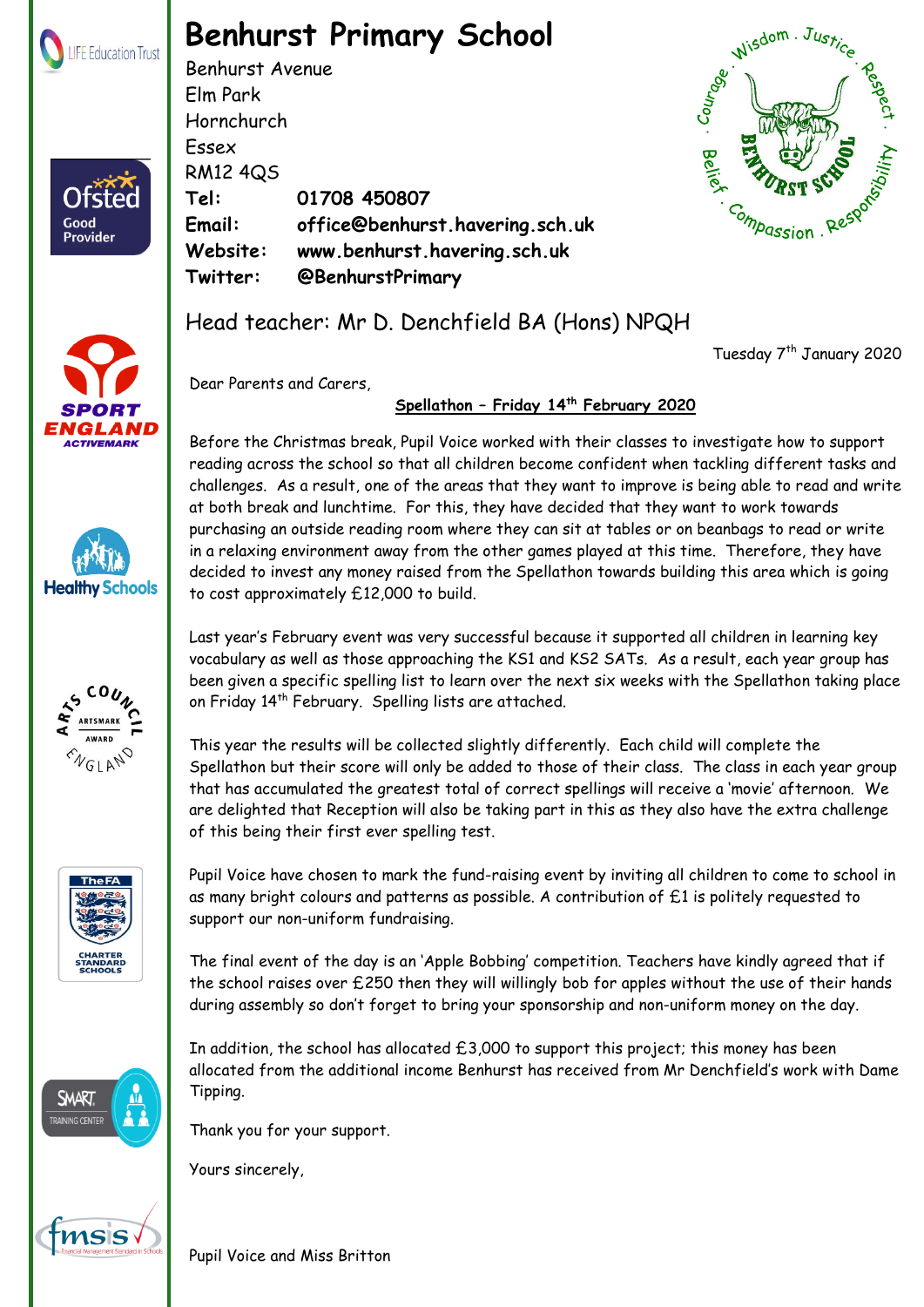# Benhurst Primary School

Benhurst Avenue
Elm Park
Hornchurch
Essex
RM12 4QS

**Tel:** **01708 450807**
**Email:** **office@benhurst.havering.sch.uk**
**Website:** **www.benhurst.havering.sch.uk**
**Twitter:** **@BenhurstPrimary**

Head teacher: Mr D. Denchfield BA (Hons) NPQH

Tuesday 7th January 2020

Dear Parents and Carers,

**Spellathon – Friday 14th February 2020**

Before the Christmas break, Pupil Voice worked with their classes to investigate how to support reading across the school so that all children become confident when tackling different tasks and challenges. As a result, one of the areas that they want to improve is being able to read and write at both break and lunchtime. For this, they have decided that they want to work towards purchasing an outside reading room where they can sit at tables or on beanbags to read or write in a relaxing environment away from the other games played at this time. Therefore, they have decided to invest any money raised from the Spellathon towards building this area which is going to cost approximately £12,000 to build.

Last year's February event was very successful because it supported all children in learning key vocabulary as well as those approaching the KS1 and KS2 SATs. As a result, each year group has been given a specific spelling list to learn over the next six weeks with the Spellathon taking place on Friday 14th February. Spelling lists are attached.

This year the results will be collected slightly differently. Each child will complete the Spellathon but their score will only be added to those of their class. The class in each year group that has accumulated the greatest total of correct spellings will receive a 'movie' afternoon. We are delighted that Reception will also be taking part in this as they also have the extra challenge of this being their first ever spelling test.

Pupil Voice have chosen to mark the fund-raising event by inviting all children to come to school in as many bright colours and patterns as possible. A contribution of £1 is politely requested to support our non-uniform fundraising.

The final event of the day is an 'Apple Bobbing' competition. Teachers have kindly agreed that if the school raises over £250 then they will willingly bob for apples without the use of their hands during assembly so don't forget to bring your sponsorship and non-uniform money on the day.

In addition, the school has allocated £3,000 to support this project; this money has been allocated from the additional income Benhurst has received from Mr Denchfield's work with Dame Tipping.

Thank you for your support.

Yours sincerely,

Pupil Voice and Miss Britton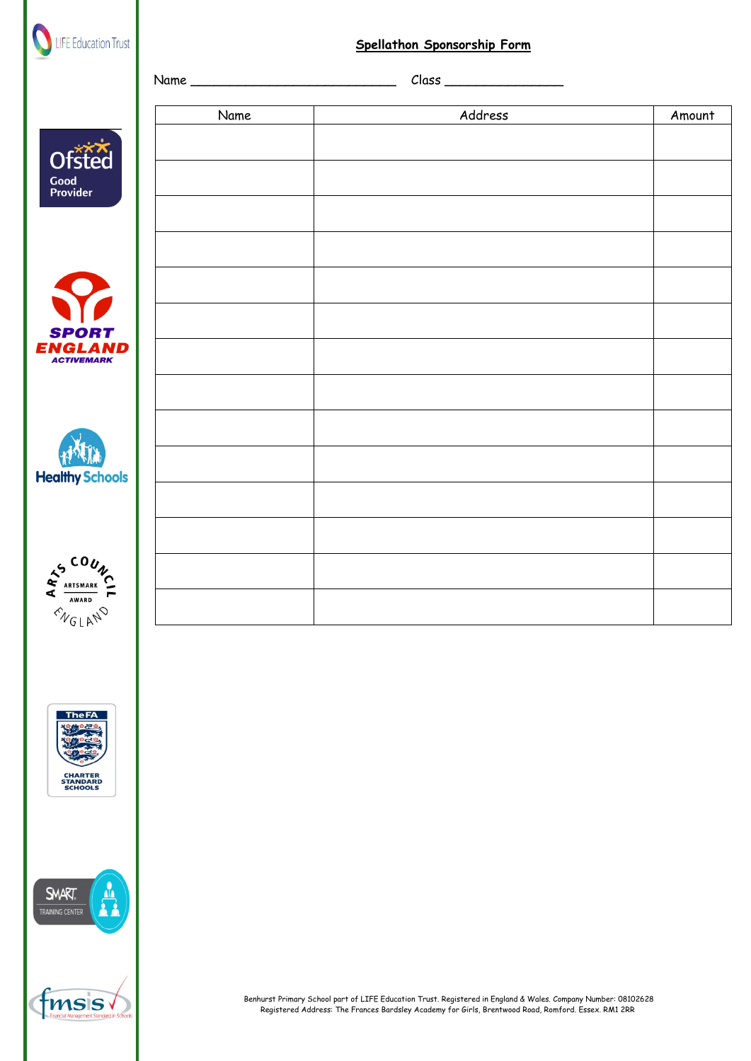## Spellathon Sponsorship Form

Name ___________________________ Class _______________

| Name | Address | Amount |
|---|---|---|
| | | |
| | | |
| | | |
| | | |
| | | |
| | | |
| | | |
| | | |
| | | |
| | | |
| | | |
| | | |
| | | |
| | | |

Benhurst Primary School part of LIFE Education Trust. Registered in England & Wales. Company Number: 08102628
Registered Address: The Frances Bardsley Academy for Girls, Brentwood Road, Romford. Essex. RM1 2RR